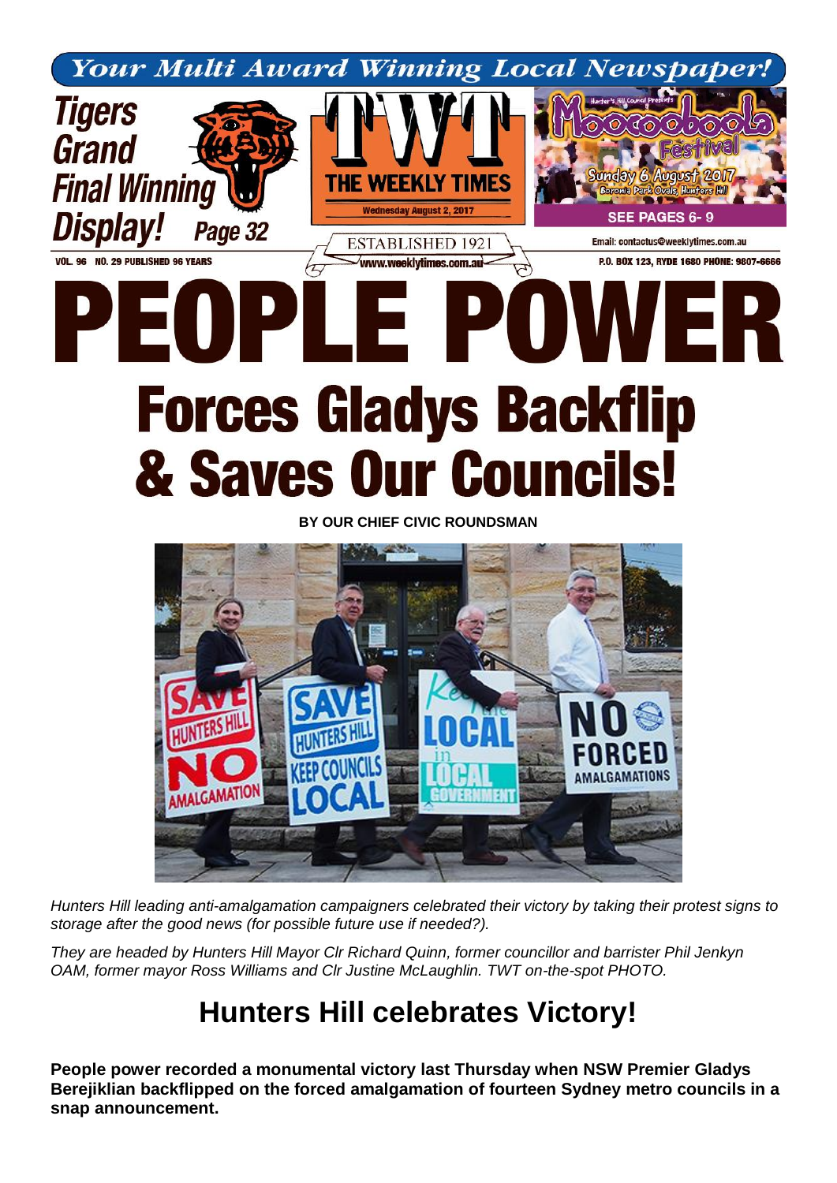Your Multi Award Winning Local Newspaper!

**Tigers Grand Final Winning Display!** Page 32

**TWT THE WEEKLY TIMES**
Wednesday August 2, 2017

ESTABLISHED 1921
www.weeklytimes.com.au

Hunter's Hill Council Presents Moocooboola Festival Sunday 6 August 2017 Boronia Park Ovals, Hunters Hill

SEE PAGES 6- 9

Email: contactus@weeklytimes.com.au

VOL. 96 NO. 29 PUBLISHED 96 YEARS

P.O. BOX 123, RYDE 1680 PHONE: 9807-6666

# PEOPLE POWER

## Forces Gladys Backflip & Saves Our Councils!

**BY OUR CHIEF CIVIC ROUNDSMAN**

*Hunters Hill leading anti-amalgamation campaigners celebrated their victory by taking their protest signs to storage after the good news (for possible future use if needed?).*

*They are headed by Hunters Hill Mayor Clr Richard Quinn, former councillor and barrister Phil Jenkyn OAM, former mayor Ross Williams and Clr Justine McLaughlin. TWT on-the-spot PHOTO.*

## Hunters Hill celebrates Victory!

**People power recorded a monumental victory last Thursday when NSW Premier Gladys Berejiklian backflipped on the forced amalgamation of fourteen Sydney metro councils in a snap announcement.**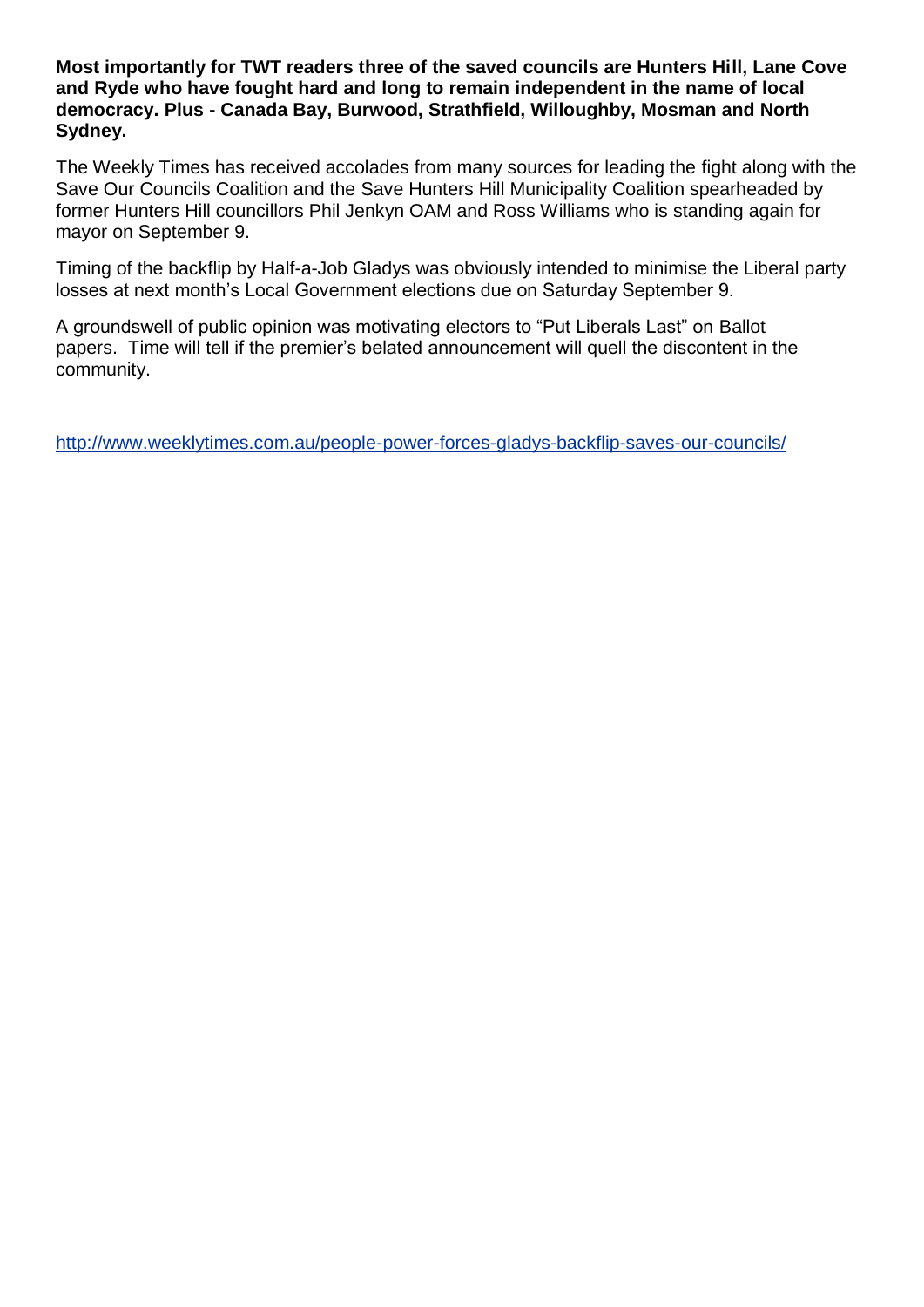**Most importantly for TWT readers three of the saved councils are Hunters Hill, Lane Cove and Ryde who have fought hard and long to remain independent in the name of local democracy. Plus - Canada Bay, Burwood, Strathfield, Willoughby, Mosman and North Sydney.**

The Weekly Times has received accolades from many sources for leading the fight along with the Save Our Councils Coalition and the Save Hunters Hill Municipality Coalition spearheaded by former Hunters Hill councillors Phil Jenkyn OAM and Ross Williams who is standing again for mayor on September 9.

Timing of the backflip by Half-a-Job Gladys was obviously intended to minimise the Liberal party losses at next month's Local Government elections due on Saturday September 9.

A groundswell of public opinion was motivating electors to "Put Liberals Last" on Ballot papers. Time will tell if the premier's belated announcement will quell the discontent in the community.

http://www.weeklytimes.com.au/people-power-forces-gladys-backflip-saves-our-councils/